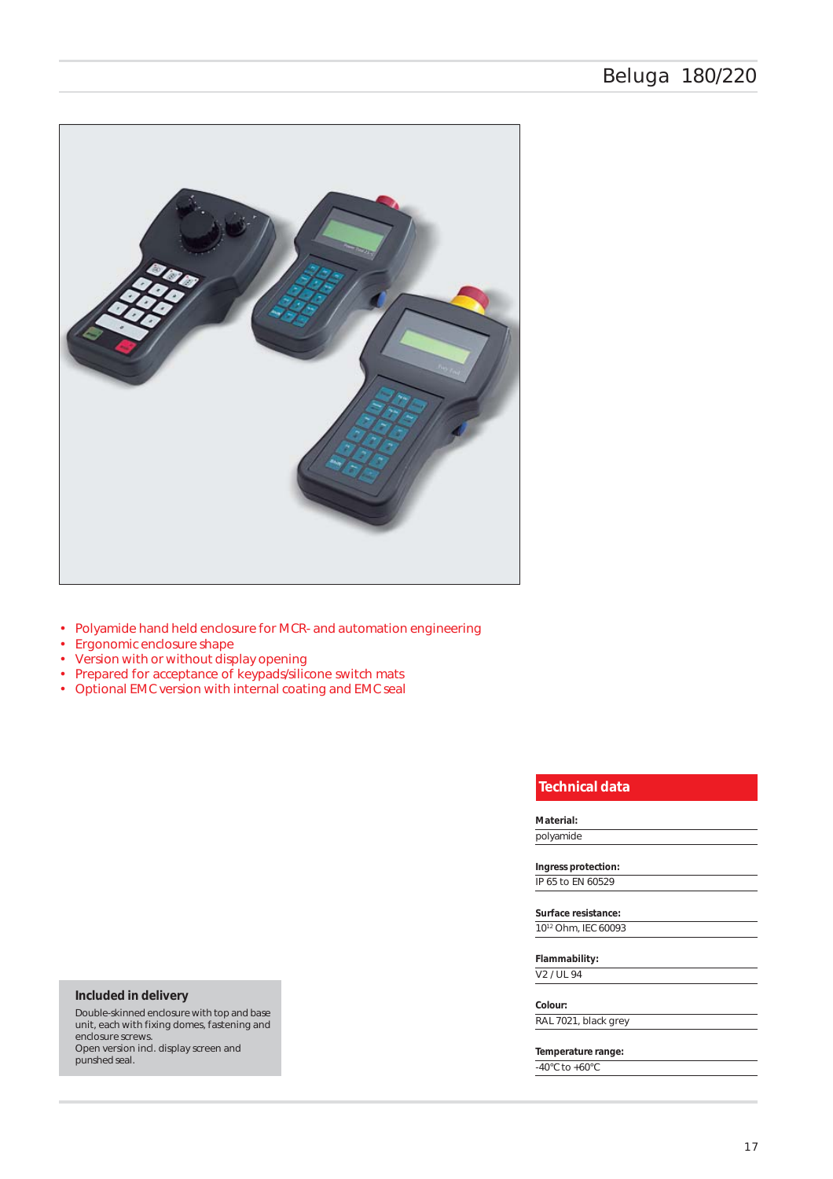# Beluga 180/220

- Polyamide hand held enclosure for MCR- and automation engineering
- Ergonomic enclosure shape
- Version with or without display opening
- Prepared for acceptance of keypads/silicone switch mats
- Optional EMC version with internal coating and EMC seal

## Included in delivery

Double-skinned enclosure with top and base unit, each with fixing domes, fastening and enclosure screws.
Open version incl. display screen and punshed seal.

## Technical data

**Material:**
polyamide

**Ingress protection:**
IP 65 to EN 60529

**Surface resistance:**
$10^{12}$ Ohm, IEC 60093

**Flammability:**
V2 / UL 94

**Colour:**
RAL 7021, black grey

**Temperature range:**
-40°C to +60°C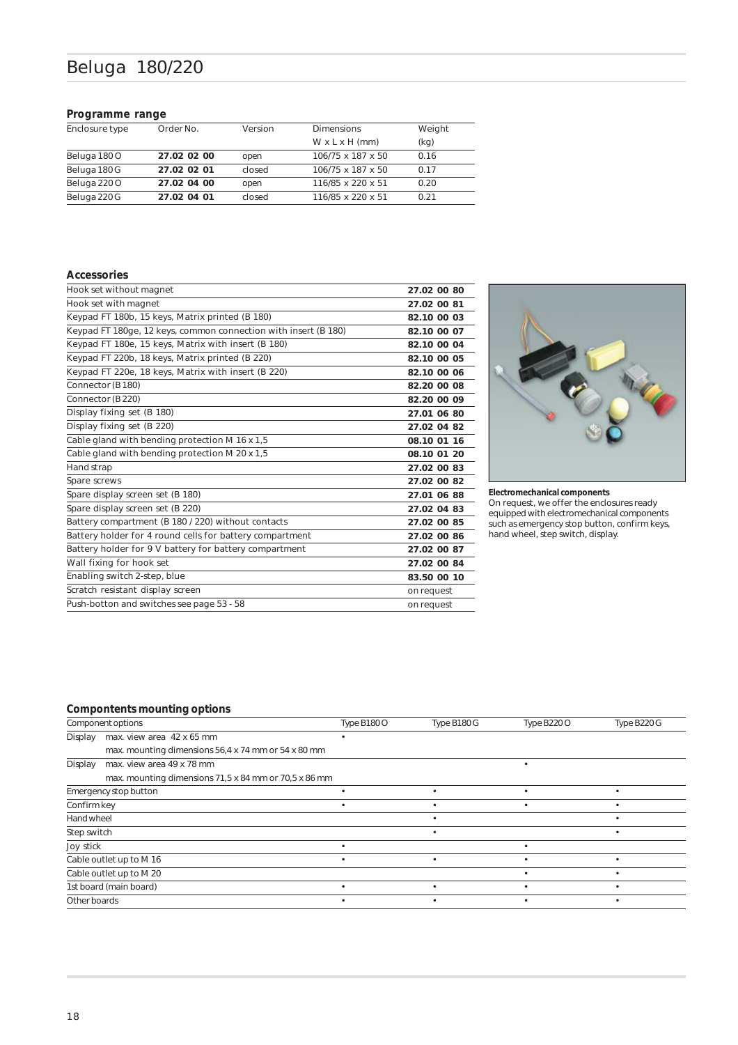# Beluga 180/220

## Programme range

| Enclosure type | Order No. | Version | Dimensions W x L x H (mm) | Weight (kg) |
|---|---|---|---|---|
| Beluga 180 O | **27.02 02 00** | open | 106/75 x 187 x 50 | 0.16 |
| Beluga 180 G | **27.02 02 01** | closed | 106/75 x 187 x 50 | 0.17 |
| Beluga 220 O | **27.02 04 00** | open | 116/85 x 220 x 51 | 0.20 |
| Beluga 220 G | **27.02 04 01** | closed | 116/85 x 220 x 51 | 0.21 |

## Accessories

| | |
|---|---|
| Hook set without magnet | **27.02 00 80** |
| Hook set with magnet | **27.02 00 81** |
| Keypad FT 180b, 15 keys, Matrix printed (B 180) | **82.10 00 03** |
| Keypad FT 180ge, 12 keys, common connection with insert (B 180) | **82.10 00 07** |
| Keypad FT 180e, 15 keys, Matrix with insert (B 180) | **82.10 00 04** |
| Keypad FT 220b, 18 keys, Matrix printed (B 220) | **82.10 00 05** |
| Keypad FT 220e, 18 keys, Matrix with insert (B 220) | **82.10 00 06** |
| Connector (B 180) | **82.20 00 08** |
| Connector (B 220) | **82.20 00 09** |
| Display fixing set (B 180) | **27.01 06 80** |
| Display fixing set (B 220) | **27.02 04 82** |
| Cable gland with bending protection M 16 x 1,5 | **08.10 01 16** |
| Cable gland with bending protection M 20 x 1,5 | **08.10 01 20** |
| Hand strap | **27.02 00 83** |
| Spare screws | **27.02 00 82** |
| Spare display screen set (B 180) | **27.01 06 88** |
| Spare display screen set (B 220) | **27.02 04 83** |
| Battery compartment (B 180 / 220) without contacts | **27.02 00 85** |
| Battery holder for 4 round cells for battery compartment | **27.02 00 86** |
| Battery holder for 9 V battery for battery compartment | **27.02 00 87** |
| Wall fixing for hook set | **27.02 00 84** |
| Enabling switch 2-step, blue | **83.50 00 10** |
| Scratch resistant display screen | on request |
| Push-botton and switches see page 53 - 58 | on request |

**Electromechanical components**
On request, we offer the enclosures ready equipped with electromechanical components such as emergency stop button, confirm keys, hand wheel, step switch, display.

## Compontents mounting options

| Component options | Type B180 O | Type B180 G | Type B220 O | Type B220 G |
|---|---|---|---|---|
| Display max. view area 42 x 65 mm<br>max. mounting dimensions 56,4 x 74 mm or 54 x 80 mm | • | | | |
| Display max. view area 49 x 78 mm<br>max. mounting dimensions 71,5 x 84 mm or 70,5 x 86 mm | | | • | |
| Emergency stop button | • | • | • | • |
| Confirm key | • | • | • | • |
| Hand wheel | | • | | • |
| Step switch | | • | | • |
| Joy stick | • | | • | |
| Cable outlet up to M 16 | • | • | • | • |
| Cable outlet up to M 20 | | | • | • |
| 1st board (main board) | • | • | • | • |
| Other boards | • | • | • | • |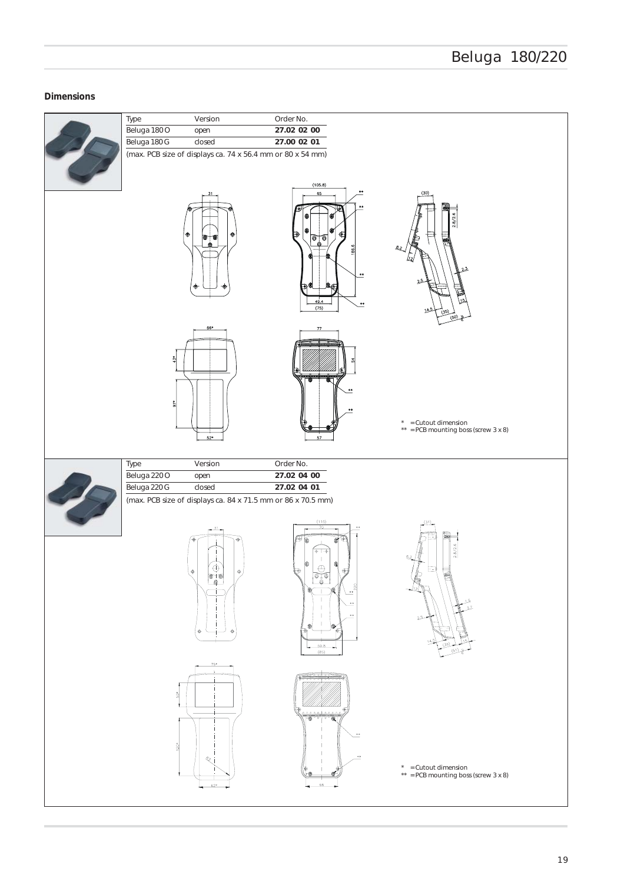## Dimensions

| Type | Version | Order No. |
|---|---|---|
| Beluga 180 O | open | **27.02 02 00** |
| Beluga 180 G | closed | **27.00 02 01** |

(max. PCB size of displays ca. 74 x 56.4 mm or 80 x 54 mm)

\* = Cutout dimension
\*\* = PCB mounting boss (screw 3 x 8)

| Type | Version | Order No. |
|---|---|---|
| Beluga 220 O | open | **27.02 04 00** |
| Beluga 220 G | closed | **27.02 04 01** |

(max. PCB size of displays ca. 84 x 71.5 mm or 86 x 70.5 mm)

\* = Cutout dimension
\*\* = PCB mounting boss (screw 3 x 8)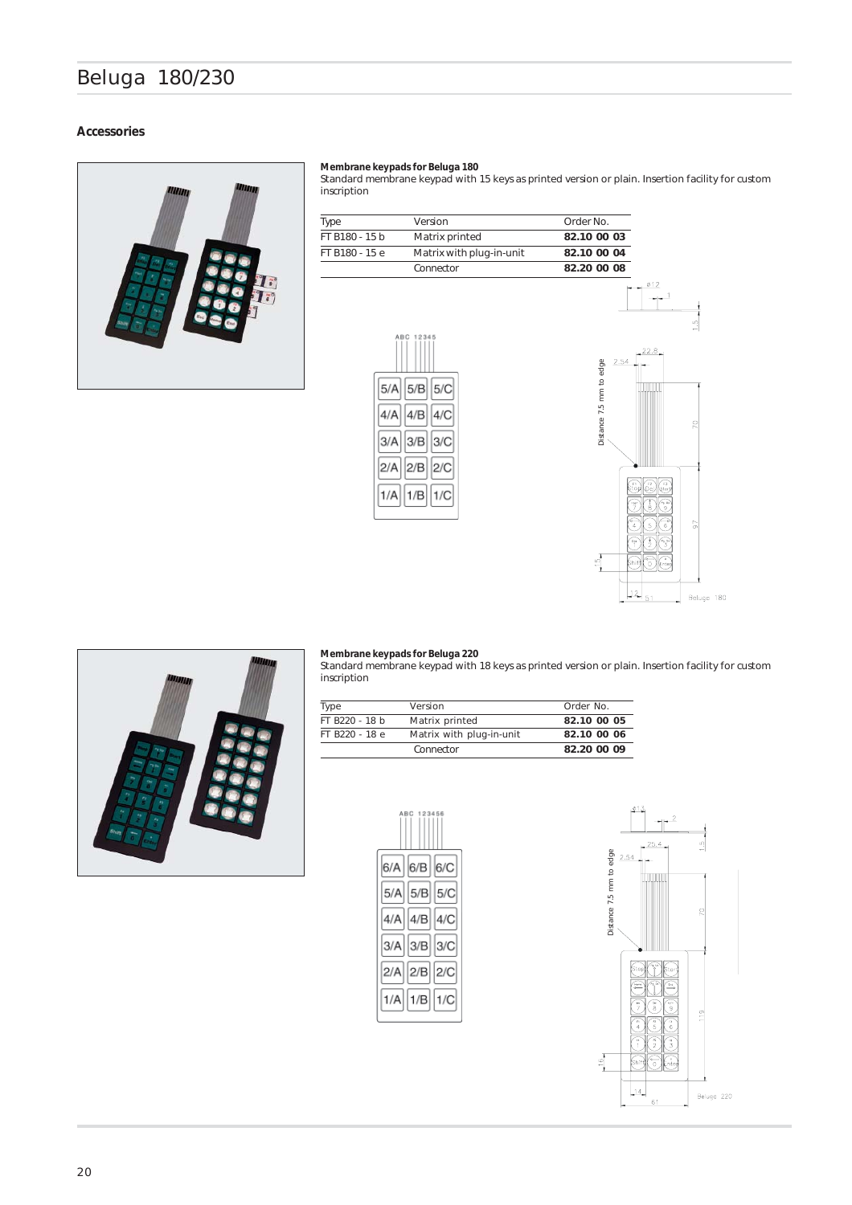# Beluga 180/230

## Accessories

**Membrane keypads for Beluga 180**

Standard membrane keypad with 15 keys as printed version or plain. Insertion facility for custom inscription

| Type | Version | Order No. |
|---|---|---|
| FT B180 - 15 b | Matrix printed | **82.10 00 03** |
| FT B180 - 15 e | Matrix with plug-in-unit | **82.10 00 04** |
| | Connector | **82.20 00 08** |

**Membrane keypads for Beluga 220**

Standard membrane keypad with 18 keys as printed version or plain. Insertion facility for custom inscription

| Type | Version | Order No. |
|---|---|---|
| FT B220 - 18 b | Matrix printed | **82.10 00 05** |
| FT B220 - 18 e | Matrix with plug-in-unit | **82.10 00 06** |
| | Connector | **82.20 00 09** |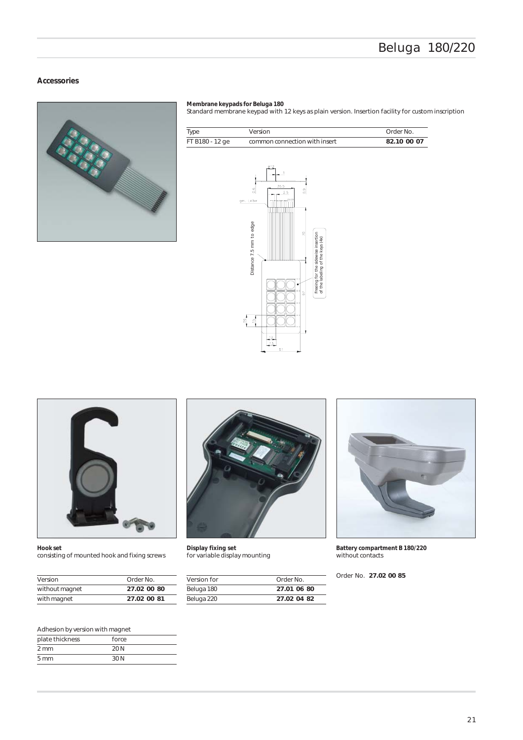## Accessories

**Membrane keypads for Beluga 180**
Standard membrane keypad with 12 keys as plain version. Insertion facility for custom inscription

| Type | Version | Order No. |
|---|---|---|
| FT B180 - 12 ge | common connection with insert | **82.10 00 07** |

**Hook set**
consisting of mounted hook and fixing screws

| Version | Order No. |
|---|---|
| without magnet | **27.02 00 80** |
| with magnet | **27.02 00 81** |

Adhesion by version with magnet

| plate thickness | force |
|---|---|
| 2 mm | 20 N |
| 5 mm | 30 N |

**Display fixing set**
for variable display mounting

| Version for | Order No. |
|---|---|
| Beluga 180 | **27.01 06 80** |
| Beluga 220 | **27.02 04 82** |

**Battery compartment B 180/220**
without contacts

Order No. **27.02 00 85**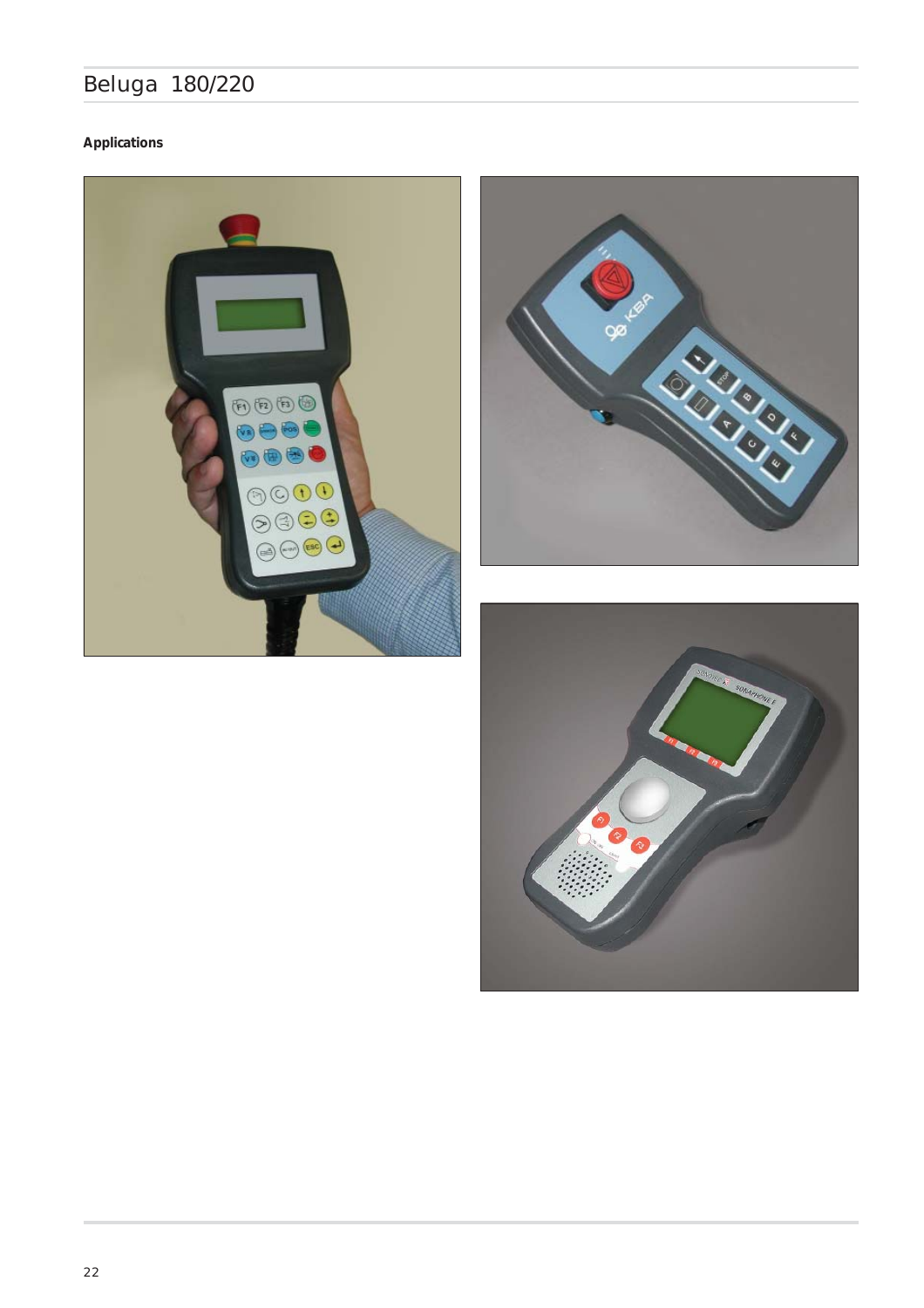**Applications**